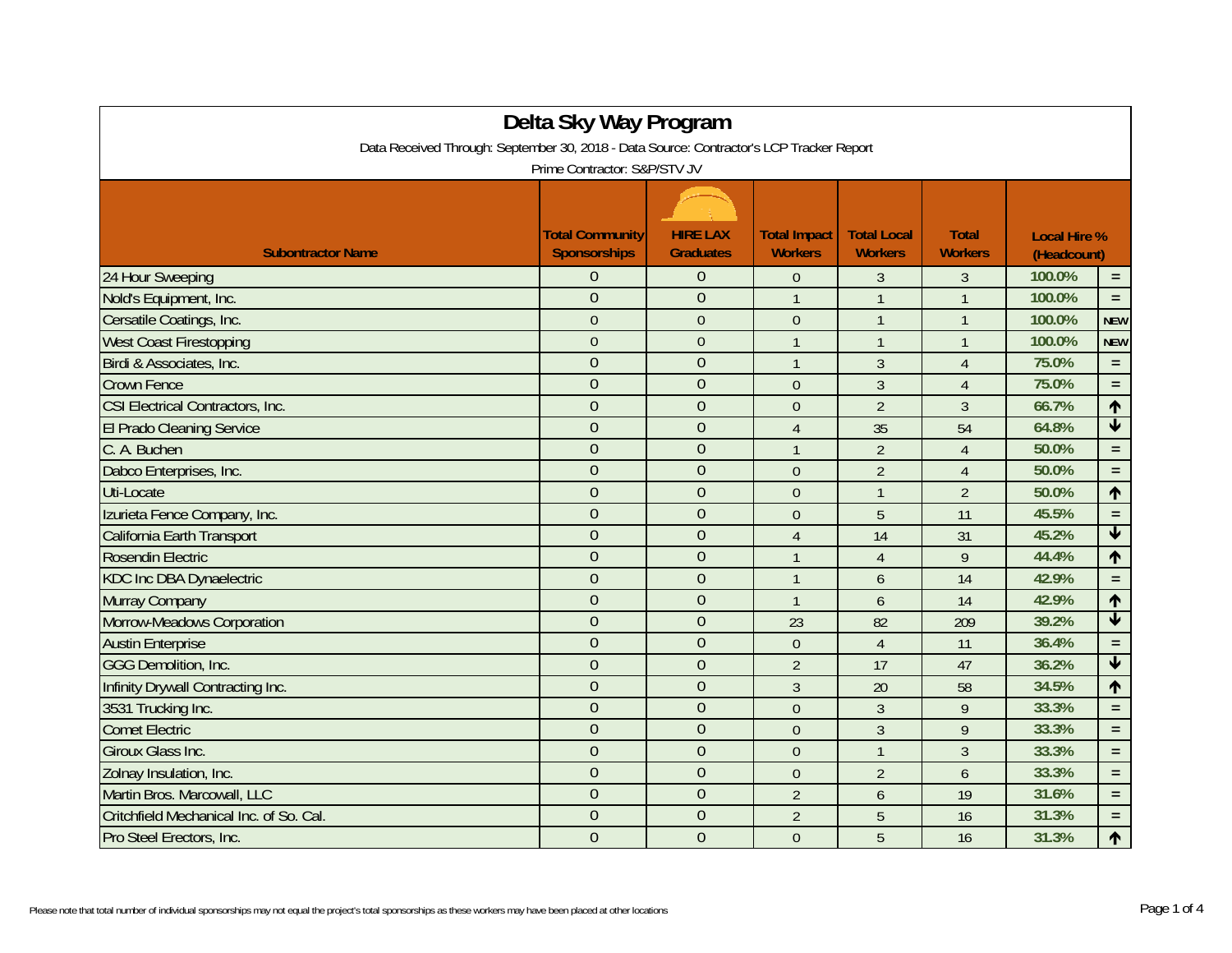# Delta Sky Way Program

Data Received Through: September 30, 2018 - Data Source: Contractor's LCP Tracker Report

Prime Contractor: S&P/STV JV

| Subontractor Name | Total Community Sponsorships | HIRE LAX Graduates | Total Impact Workers | Total Local Workers | Total Workers | Local Hire % (Headcount) | |
|---|---|---|---|---|---|---|---|
| 24 Hour Sweeping | 0 | 0 | 0 | 3 | 3 | 100.0% | = |
| Nold's Equipment, Inc. | 0 | 0 | 1 | 1 | 1 | 100.0% | = |
| Cersatile Coatings, Inc. | 0 | 0 | 0 | 1 | 1 | 100.0% | NEW |
| West Coast Firestopping | 0 | 0 | 1 | 1 | 1 | 100.0% | NEW |
| Birdi & Associates, Inc. | 0 | 0 | 1 | 3 | 4 | 75.0% | = |
| Crown Fence | 0 | 0 | 0 | 3 | 4 | 75.0% | = |
| CSI Electrical Contractors, Inc. | 0 | 0 | 0 | 2 | 3 | 66.7% | ↑ |
| El Prado Cleaning Service | 0 | 0 | 4 | 35 | 54 | 64.8% | ↓ |
| C. A. Buchen | 0 | 0 | 1 | 2 | 4 | 50.0% | = |
| Dabco Enterprises, Inc. | 0 | 0 | 0 | 2 | 4 | 50.0% | = |
| Uti-Locate | 0 | 0 | 0 | 1 | 2 | 50.0% | ↑ |
| Izurieta Fence Company, Inc. | 0 | 0 | 0 | 5 | 11 | 45.5% | = |
| California Earth Transport | 0 | 0 | 4 | 14 | 31 | 45.2% | ↓ |
| Rosendin Electric | 0 | 0 | 1 | 4 | 9 | 44.4% | ↑ |
| KDC Inc DBA Dynaelectric | 0 | 0 | 1 | 6 | 14 | 42.9% | = |
| Murray Company | 0 | 0 | 1 | 6 | 14 | 42.9% | ↑ |
| Morrow-Meadows Corporation | 0 | 0 | 23 | 82 | 209 | 39.2% | ↓ |
| Austin Enterprise | 0 | 0 | 0 | 4 | 11 | 36.4% | = |
| GGG Demolition, Inc. | 0 | 0 | 2 | 17 | 47 | 36.2% | ↓ |
| Infinity Drywall Contracting Inc. | 0 | 0 | 3 | 20 | 58 | 34.5% | ↑ |
| 3531 Trucking Inc. | 0 | 0 | 0 | 3 | 9 | 33.3% | = |
| Comet Electric | 0 | 0 | 0 | 3 | 9 | 33.3% | = |
| Giroux Glass Inc. | 0 | 0 | 0 | 1 | 3 | 33.3% | = |
| Zolnay Insulation, Inc. | 0 | 0 | 0 | 2 | 6 | 33.3% | = |
| Martin Bros. Marcowall, LLC | 0 | 0 | 2 | 6 | 19 | 31.6% | = |
| Critchfield Mechanical Inc. of So. Cal. | 0 | 0 | 2 | 5 | 16 | 31.3% | = |
| Pro Steel Erectors, Inc. | 0 | 0 | 0 | 5 | 16 | 31.3% | ↑ |

Please note that total number of individual sponsorships may not equal the project's total sponsorships as these workers may have been placed at other locations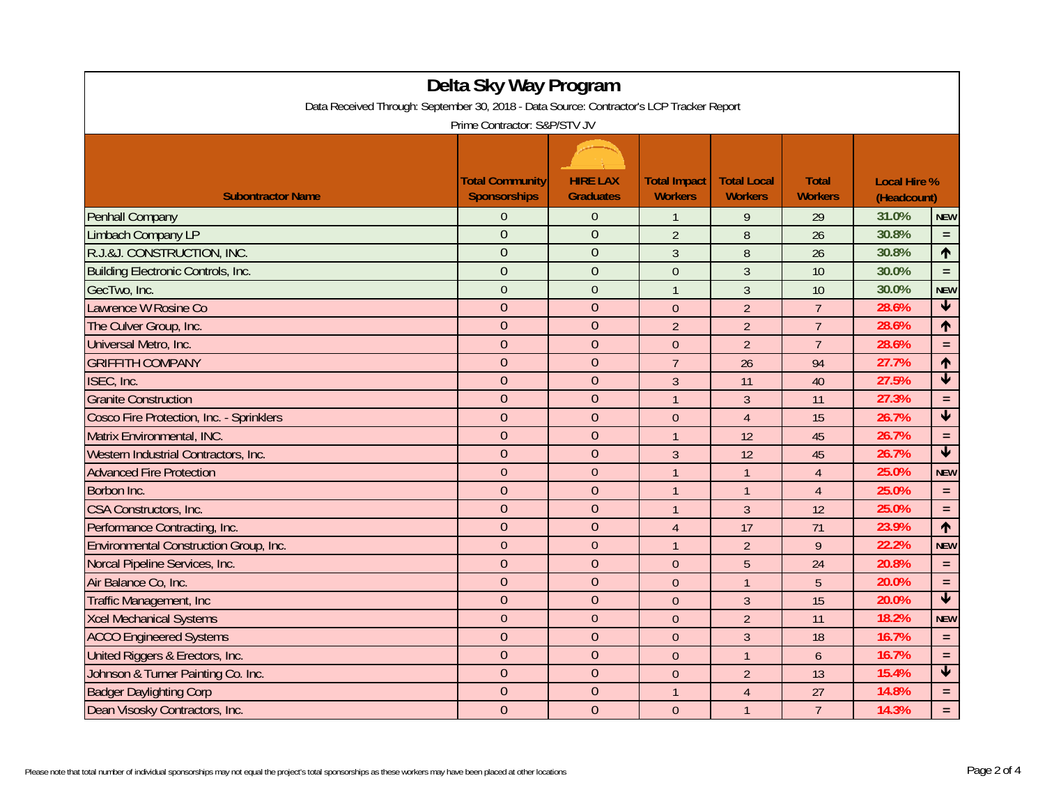# Delta Sky Way Program

Data Received Through: September 30, 2018 - Data Source: Contractor's LCP Tracker Report

Prime Contractor: S&P/STV JV

| Subontractor Name | Total Community Sponsorships | HIRE LAX Graduates | Total Impact Workers | Total Local Workers | Total Workers | Local Hire % (Headcount) | |
|---|---|---|---|---|---|---|---|
| Penhall Company | 0 | 0 | 1 | 9 | 29 | 31.0% | NEW |
| Limbach Company LP | 0 | 0 | 2 | 8 | 26 | 30.8% | = |
| R.J.&J. CONSTRUCTION, INC. | 0 | 0 | 3 | 8 | 26 | 30.8% | ↑ |
| Building Electronic Controls, Inc. | 0 | 0 | 0 | 3 | 10 | 30.0% | = |
| GecTwo, Inc. | 0 | 0 | 1 | 3 | 10 | 30.0% | NEW |
| Lawrence W Rosine Co | 0 | 0 | 0 | 2 | 7 | 28.6% | ↓ |
| The Culver Group, Inc. | 0 | 0 | 2 | 2 | 7 | 28.6% | ↑ |
| Universal Metro, Inc. | 0 | 0 | 0 | 2 | 7 | 28.6% | = |
| GRIFFITH COMPANY | 0 | 0 | 7 | 26 | 94 | 27.7% | ↑ |
| ISEC, Inc. | 0 | 0 | 3 | 11 | 40 | 27.5% | ↓ |
| Granite Construction | 0 | 0 | 1 | 3 | 11 | 27.3% | = |
| Cosco Fire Protection, Inc. - Sprinklers | 0 | 0 | 0 | 4 | 15 | 26.7% | ↓ |
| Matrix Environmental, INC. | 0 | 0 | 1 | 12 | 45 | 26.7% | = |
| Western Industrial Contractors, Inc. | 0 | 0 | 3 | 12 | 45 | 26.7% | ↓ |
| Advanced Fire Protection | 0 | 0 | 1 | 1 | 4 | 25.0% | NEW |
| Borbon Inc. | 0 | 0 | 1 | 1 | 4 | 25.0% | = |
| CSA Constructors, Inc. | 0 | 0 | 1 | 3 | 12 | 25.0% | = |
| Performance Contracting, Inc. | 0 | 0 | 4 | 17 | 71 | 23.9% | ↑ |
| Environmental Construction Group, Inc. | 0 | 0 | 1 | 2 | 9 | 22.2% | NEW |
| Norcal Pipeline Services, Inc. | 0 | 0 | 0 | 5 | 24 | 20.8% | = |
| Air Balance Co, Inc. | 0 | 0 | 0 | 1 | 5 | 20.0% | = |
| Traffic Management, Inc | 0 | 0 | 0 | 3 | 15 | 20.0% | ↓ |
| Xcel Mechanical Systems | 0 | 0 | 0 | 2 | 11 | 18.2% | NEW |
| ACCO Engineered Systems | 0 | 0 | 0 | 3 | 18 | 16.7% | = |
| United Riggers & Erectors, Inc. | 0 | 0 | 0 | 1 | 6 | 16.7% | = |
| Johnson & Turner Painting Co. Inc. | 0 | 0 | 0 | 2 | 13 | 15.4% | ↓ |
| Badger Daylighting Corp | 0 | 0 | 1 | 4 | 27 | 14.8% | = |
| Dean Visosky Contractors, Inc. | 0 | 0 | 0 | 1 | 7 | 14.3% | = |

Please note that total number of individual sponsorships may not equal the project's total sponsorships as these workers may have been placed at other locations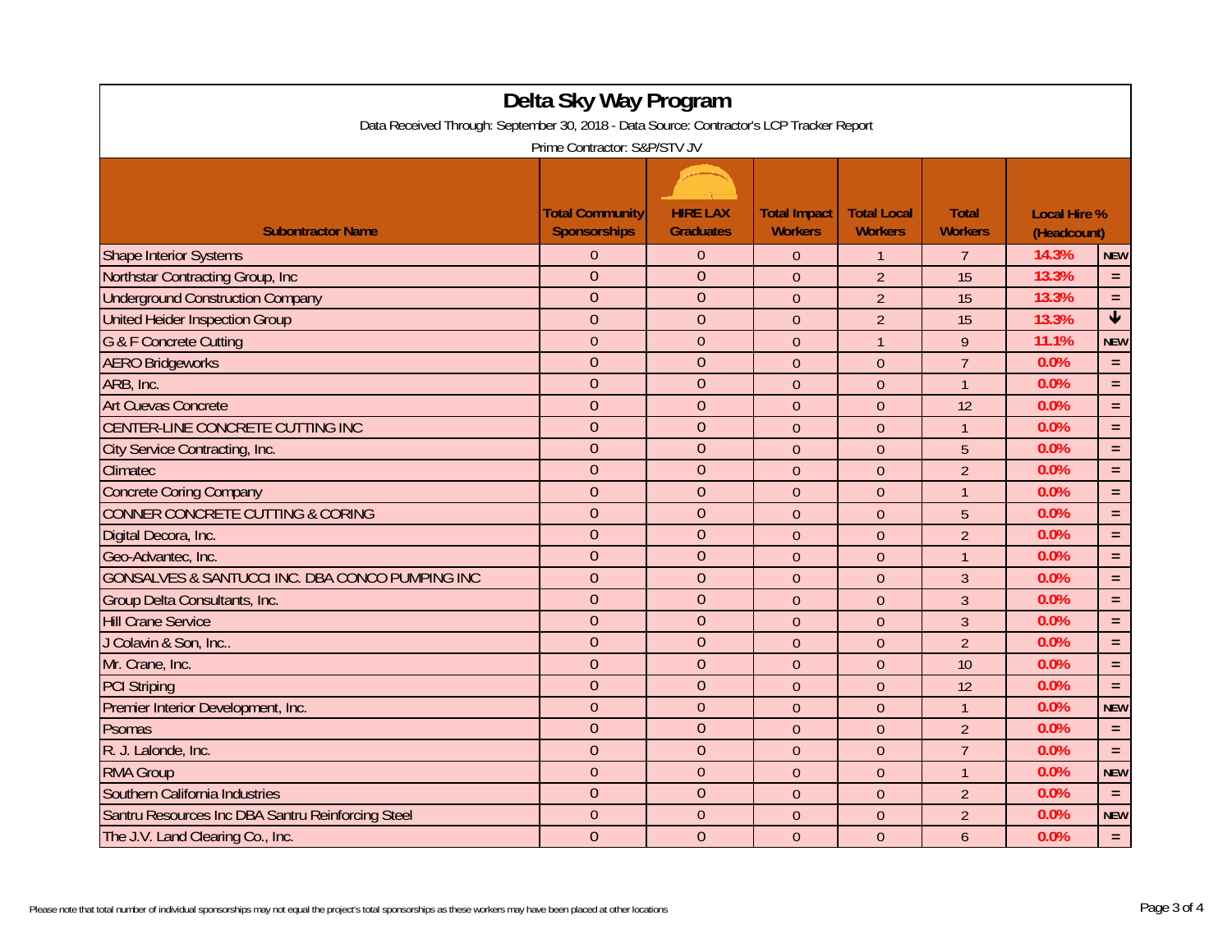# Delta Sky Way Program

Data Received Through: September 30, 2018 - Data Source: Contractor's LCP Tracker Report

Prime Contractor: S&P/STV JV

| Subontractor Name | Total Community Sponsorships | HIRE LAX Graduates | Total Impact Workers | Total Local Workers | Total Workers | Local Hire % (Headcount) | |
|---|---|---|---|---|---|---|---|
| Shape Interior Systems | 0 | 0 | 0 | 1 | 7 | 14.3% | NEW |
| Northstar Contracting Group, Inc | 0 | 0 | 0 | 2 | 15 | 13.3% | = |
| Underground Construction Company | 0 | 0 | 0 | 2 | 15 | 13.3% | = |
| United Heider Inspection Group | 0 | 0 | 0 | 2 | 15 | 13.3% | ↓ |
| G & F Concrete Cutting | 0 | 0 | 0 | 1 | 9 | 11.1% | NEW |
| AERO Bridgeworks | 0 | 0 | 0 | 0 | 7 | 0.0% | = |
| ARB, Inc. | 0 | 0 | 0 | 0 | 1 | 0.0% | = |
| Art Cuevas Concrete | 0 | 0 | 0 | 0 | 12 | 0.0% | = |
| CENTER-LINE CONCRETE CUTTING INC | 0 | 0 | 0 | 0 | 1 | 0.0% | = |
| City Service Contracting, Inc. | 0 | 0 | 0 | 0 | 5 | 0.0% | = |
| Climatec | 0 | 0 | 0 | 0 | 2 | 0.0% | = |
| Concrete Coring Company | 0 | 0 | 0 | 0 | 1 | 0.0% | = |
| CONNER CONCRETE CUTTING & CORING | 0 | 0 | 0 | 0 | 5 | 0.0% | = |
| Digital Decora, Inc. | 0 | 0 | 0 | 0 | 2 | 0.0% | = |
| Geo-Advantec, Inc. | 0 | 0 | 0 | 0 | 1 | 0.0% | = |
| GONSALVES & SANTUCCI INC. DBA CONCO PUMPING INC | 0 | 0 | 0 | 0 | 3 | 0.0% | = |
| Group Delta Consultants, Inc. | 0 | 0 | 0 | 0 | 3 | 0.0% | = |
| Hill Crane Service | 0 | 0 | 0 | 0 | 3 | 0.0% | = |
| J Colavin & Son, Inc.. | 0 | 0 | 0 | 0 | 2 | 0.0% | = |
| Mr. Crane, Inc. | 0 | 0 | 0 | 0 | 10 | 0.0% | = |
| PCI Striping | 0 | 0 | 0 | 0 | 12 | 0.0% | = |
| Premier Interior Development, Inc. | 0 | 0 | 0 | 0 | 1 | 0.0% | NEW |
| Psomas | 0 | 0 | 0 | 0 | 2 | 0.0% | = |
| R. J. Lalonde, Inc. | 0 | 0 | 0 | 0 | 7 | 0.0% | = |
| RMA Group | 0 | 0 | 0 | 0 | 1 | 0.0% | NEW |
| Southern California Industries | 0 | 0 | 0 | 0 | 2 | 0.0% | = |
| Santru Resources Inc DBA Santru Reinforcing Steel | 0 | 0 | 0 | 0 | 2 | 0.0% | NEW |
| The J.V. Land Clearing Co., Inc. | 0 | 0 | 0 | 0 | 6 | 0.0% | = |

Please note that total number of individual sponsorships may not equal the project's total sponsorships as these workers may have been placed at other locations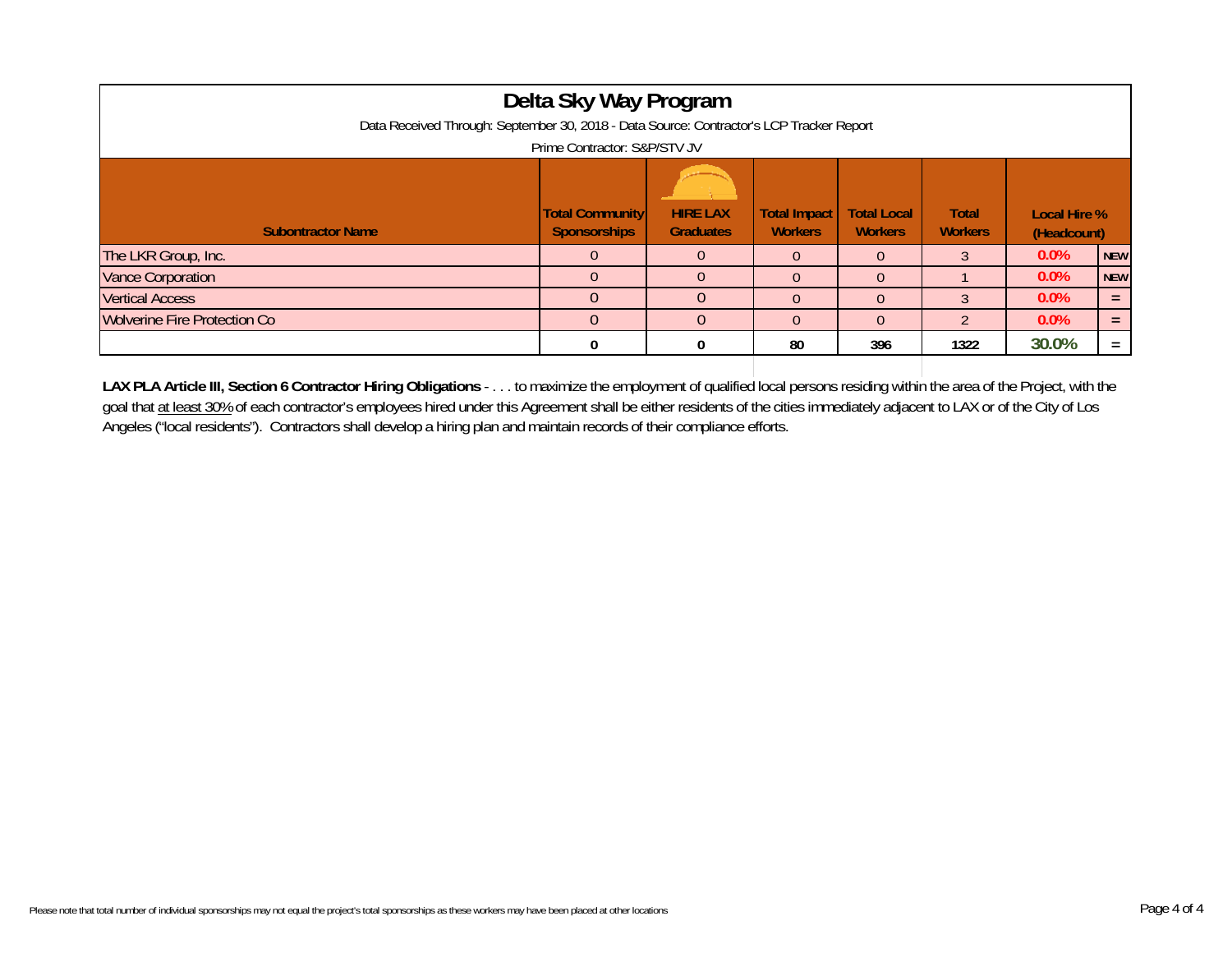# Delta Sky Way Program

Data Received Through: September 30, 2018 - Data Source: Contractor's LCP Tracker Report

Prime Contractor: S&P/STV JV

| Subontractor Name | Total Community Sponsorships | HIRE LAX Graduates | Total Impact Workers | Total Local Workers | Total Workers | Local Hire % (Headcount) | |
|---|---|---|---|---|---|---|---|
| The LKR Group, Inc. | 0 | 0 | 0 | 0 | 3 | 0.0% | NEW |
| Vance Corporation | 0 | 0 | 0 | 0 | 1 | 0.0% | NEW |
| Vertical Access | 0 | 0 | 0 | 0 | 3 | 0.0% | = |
| Wolverine Fire Protection Co | 0 | 0 | 0 | 0 | 2 | 0.0% | = |
| | **0** | **0** | **80** | **396** | **1322** | **30.0%** | = |

**LAX PLA Article III, Section 6 Contractor Hiring Obligations** - . . . to maximize the employment of qualified local persons residing within the area of the Project, with the goal that at least 30% of each contractor's employees hired under this Agreement shall be either residents of the cities immediately adjacent to LAX or of the City of Los Angeles ("local residents"). Contractors shall develop a hiring plan and maintain records of their compliance efforts.

Please note that total number of individual sponsorships may not equal the project's total sponsorships as these workers may have been placed at other locations